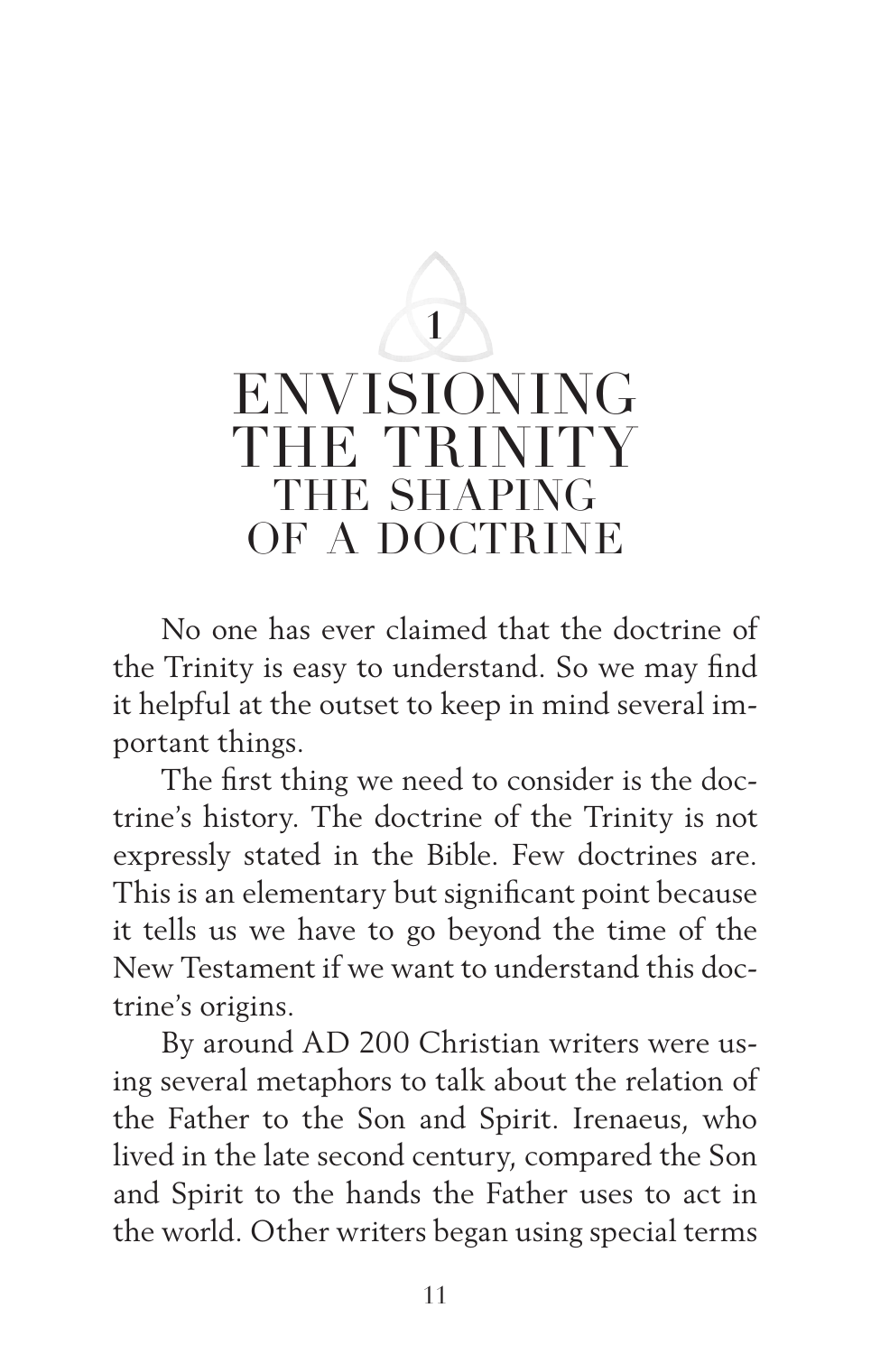# 1 ENVISIONING THE TRINITY

## THE SHAPING OF A DOCTRINE

No one has ever claimed that the doctrine of the Trinity is easy to understand. So we may find it helpful at the outset to keep in mind several important things.

The first thing we need to consider is the doctrine's history. The doctrine of the Trinity is not expressly stated in the Bible. Few doctrines are. This is an elementary but significant point because it tells us we have to go beyond the time of the New Testament if we want to understand this doctrine's origins.

By around AD 200 Christian writers were using several metaphors to talk about the relation of the Father to the Son and Spirit. Irenaeus, who lived in the late second century, compared the Son and Spirit to the hands the Father uses to act in the world. Other writers began using special terms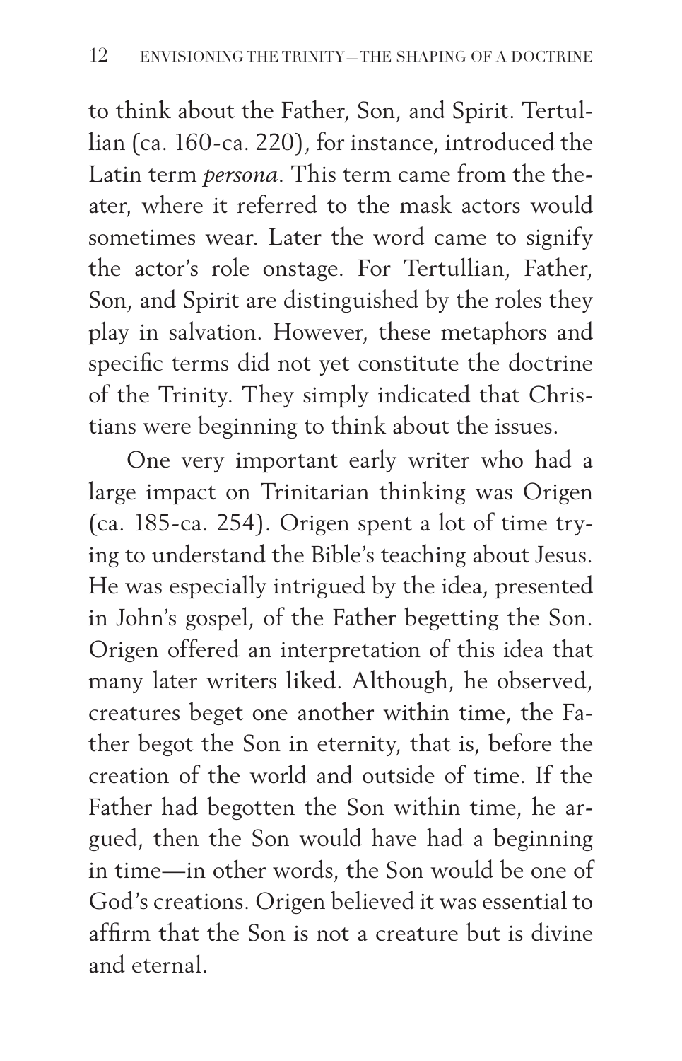to think about the Father, Son, and Spirit. Tertullian (ca. 160-ca. 220), for instance, introduced the Latin term *persona*. This term came from the theater, where it referred to the mask actors would sometimes wear. Later the word came to signify the actor's role onstage. For Tertullian, Father, Son, and Spirit are distinguished by the roles they play in salvation. However, these metaphors and specific terms did not yet constitute the doctrine of the Trinity. They simply indicated that Christians were beginning to think about the issues.

One very important early writer who had a large impact on Trinitarian thinking was Origen (ca. 185-ca. 254). Origen spent a lot of time trying to understand the Bible's teaching about Jesus. He was especially intrigued by the idea, presented in John's gospel, of the Father begetting the Son. Origen offered an interpretation of this idea that many later writers liked. Although, he observed, creatures beget one another within time, the Father begot the Son in eternity, that is, before the creation of the world and outside of time. If the Father had begotten the Son within time, he argued, then the Son would have had a beginning in time—in other words, the Son would be one of God's creations. Origen believed it was essential to affirm that the Son is not a creature but is divine and eternal.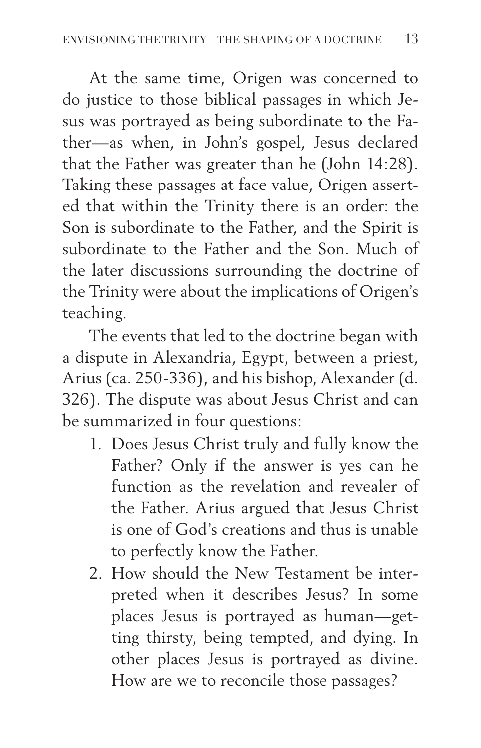At the same time, Origen was concerned to do justice to those biblical passages in which Jesus was portrayed as being subordinate to the Father—as when, in John's gospel, Jesus declared that the Father was greater than he (John 14:28). Taking these passages at face value, Origen asserted that within the Trinity there is an order: the Son is subordinate to the Father, and the Spirit is subordinate to the Father and the Son. Much of the later discussions surrounding the doctrine of the Trinity were about the implications of Origen's teaching.

The events that led to the doctrine began with a dispute in Alexandria, Egypt, between a priest, Arius (ca. 250-336), and his bishop, Alexander (d. 326). The dispute was about Jesus Christ and can be summarized in four questions:

1. Does Jesus Christ truly and fully know the Father? Only if the answer is yes can he function as the revelation and revealer of the Father. Arius argued that Jesus Christ is one of God's creations and thus is unable to perfectly know the Father.
2. How should the New Testament be interpreted when it describes Jesus? In some places Jesus is portrayed as human—getting thirsty, being tempted, and dying. In other places Jesus is portrayed as divine. How are we to reconcile those passages?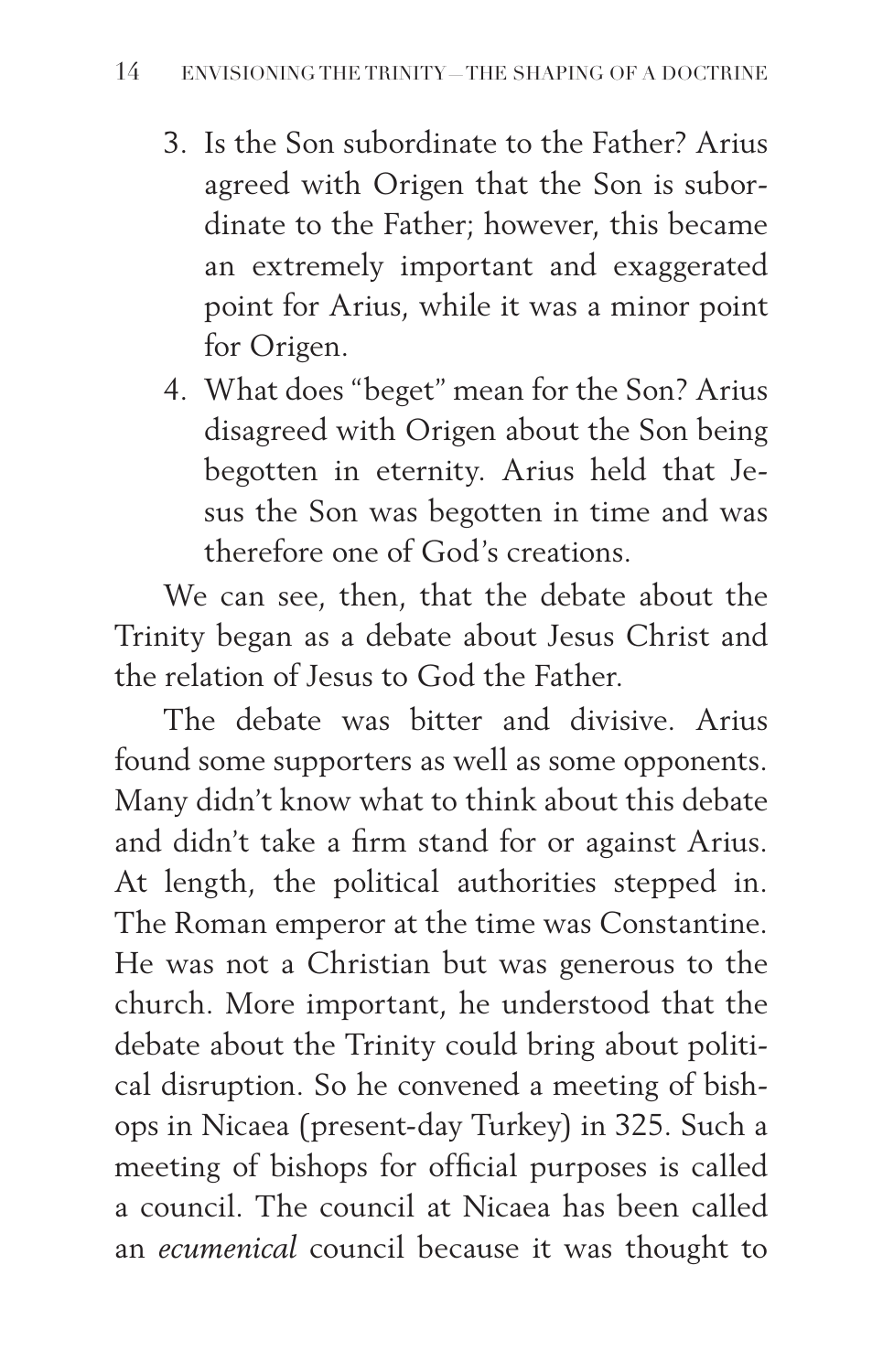3. Is the Son subordinate to the Father? Arius agreed with Origen that the Son is subordinate to the Father; however, this became an extremely important and exaggerated point for Arius, while it was a minor point for Origen.
4. What does "beget" mean for the Son? Arius disagreed with Origen about the Son being begotten in eternity. Arius held that Jesus the Son was begotten in time and was therefore one of God's creations.

We can see, then, that the debate about the Trinity began as a debate about Jesus Christ and the relation of Jesus to God the Father.

The debate was bitter and divisive. Arius found some supporters as well as some opponents. Many didn't know what to think about this debate and didn't take a firm stand for or against Arius. At length, the political authorities stepped in. The Roman emperor at the time was Constantine. He was not a Christian but was generous to the church. More important, he understood that the debate about the Trinity could bring about political disruption. So he convened a meeting of bishops in Nicaea (present-day Turkey) in 325. Such a meeting of bishops for official purposes is called a council. The council at Nicaea has been called an *ecumenical* council because it was thought to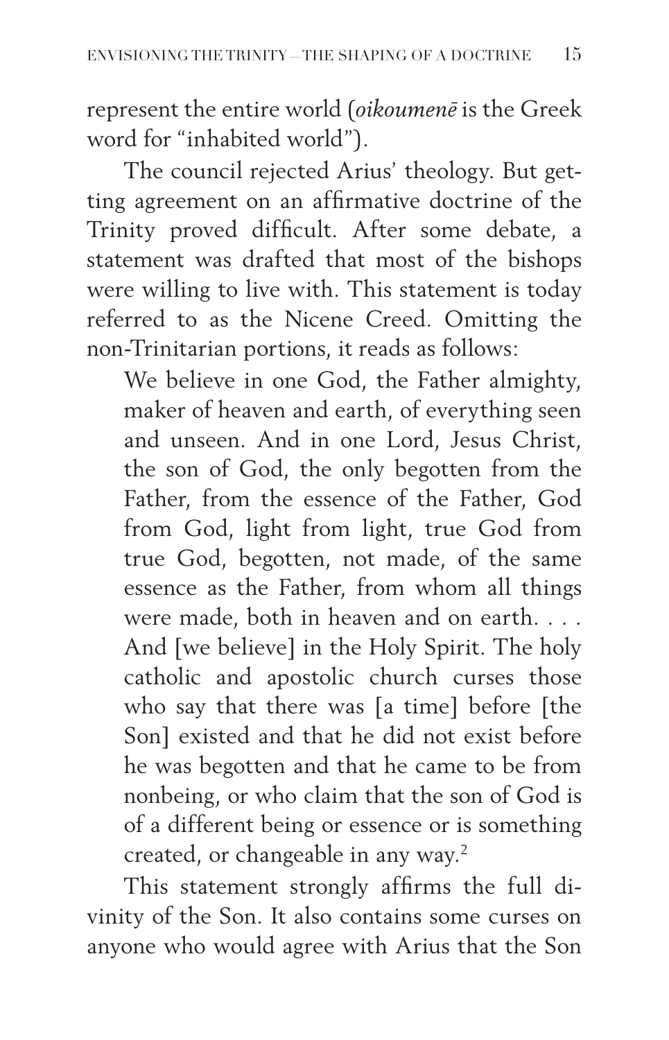represent the entire world (*oikoumenē* is the Greek word for "inhabited world").

The council rejected Arius' theology. But getting agreement on an affirmative doctrine of the Trinity proved difficult. After some debate, a statement was drafted that most of the bishops were willing to live with. This statement is today referred to as the Nicene Creed. Omitting the non-Trinitarian portions, it reads as follows:

> We believe in one God, the Father almighty, maker of heaven and earth, of everything seen and unseen. And in one Lord, Jesus Christ, the son of God, the only begotten from the Father, from the essence of the Father, God from God, light from light, true God from true God, begotten, not made, of the same essence as the Father, from whom all things were made, both in heaven and on earth. . . . And [we believe] in the Holy Spirit. The holy catholic and apostolic church curses those who say that there was [a time] before [the Son] existed and that he did not exist before he was begotten and that he came to be from nonbeing, or who claim that the son of God is of a different being or essence or is something created, or changeable in any way.[2]

This statement strongly affirms the full divinity of the Son. It also contains some curses on anyone who would agree with Arius that the Son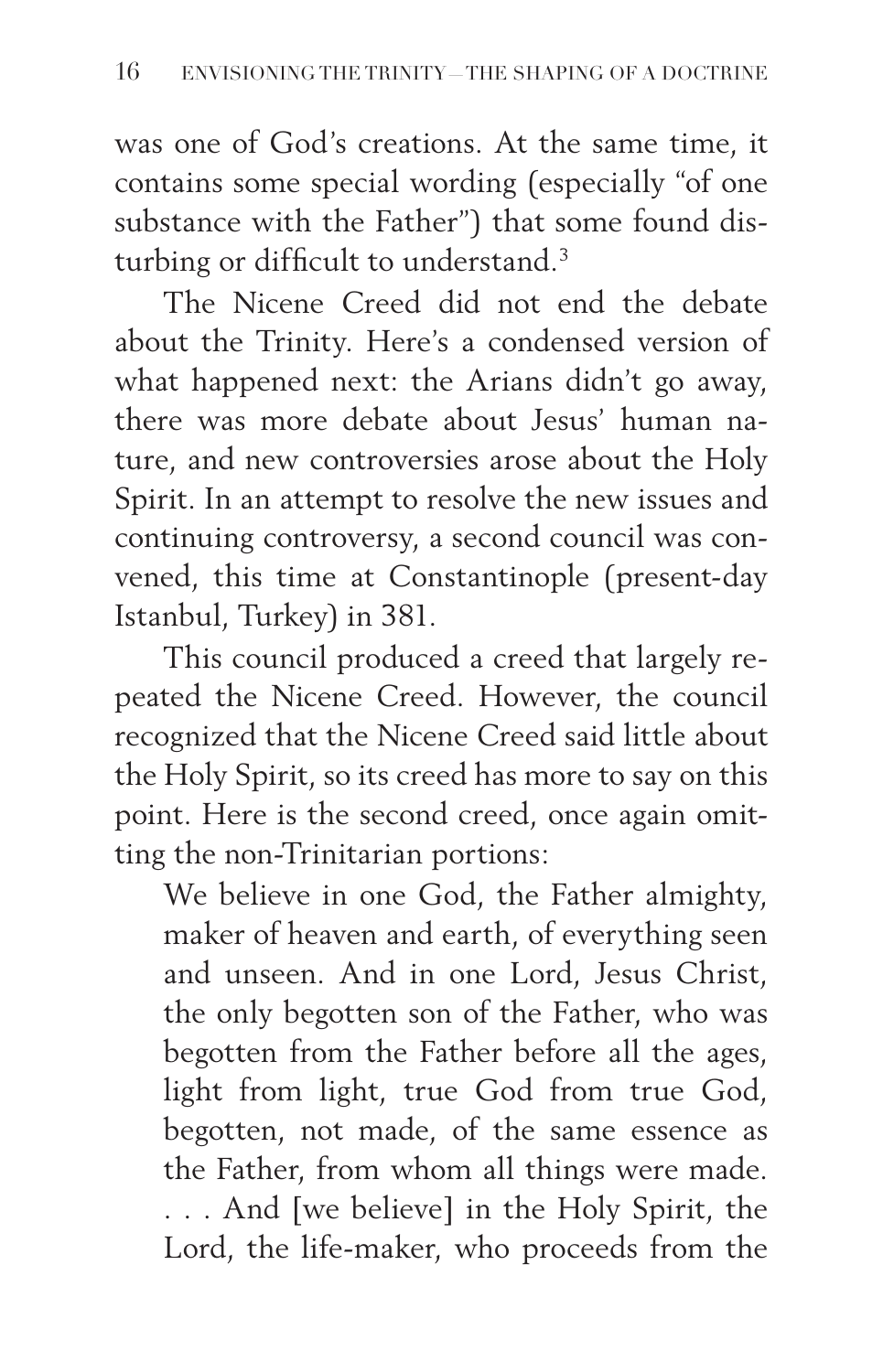was one of God's creations. At the same time, it contains some special wording (especially "of one substance with the Father") that some found disturbing or difficult to understand.[3]

The Nicene Creed did not end the debate about the Trinity. Here's a condensed version of what happened next: the Arians didn't go away, there was more debate about Jesus' human nature, and new controversies arose about the Holy Spirit. In an attempt to resolve the new issues and continuing controversy, a second council was convened, this time at Constantinople (present-day Istanbul, Turkey) in 381.

This council produced a creed that largely repeated the Nicene Creed. However, the council recognized that the Nicene Creed said little about the Holy Spirit, so its creed has more to say on this point. Here is the second creed, once again omitting the non-Trinitarian portions:

> We believe in one God, the Father almighty, maker of heaven and earth, of everything seen and unseen. And in one Lord, Jesus Christ, the only begotten son of the Father, who was begotten from the Father before all the ages, light from light, true God from true God, begotten, not made, of the same essence as the Father, from whom all things were made. . . . And [we believe] in the Holy Spirit, the Lord, the life-maker, who proceeds from the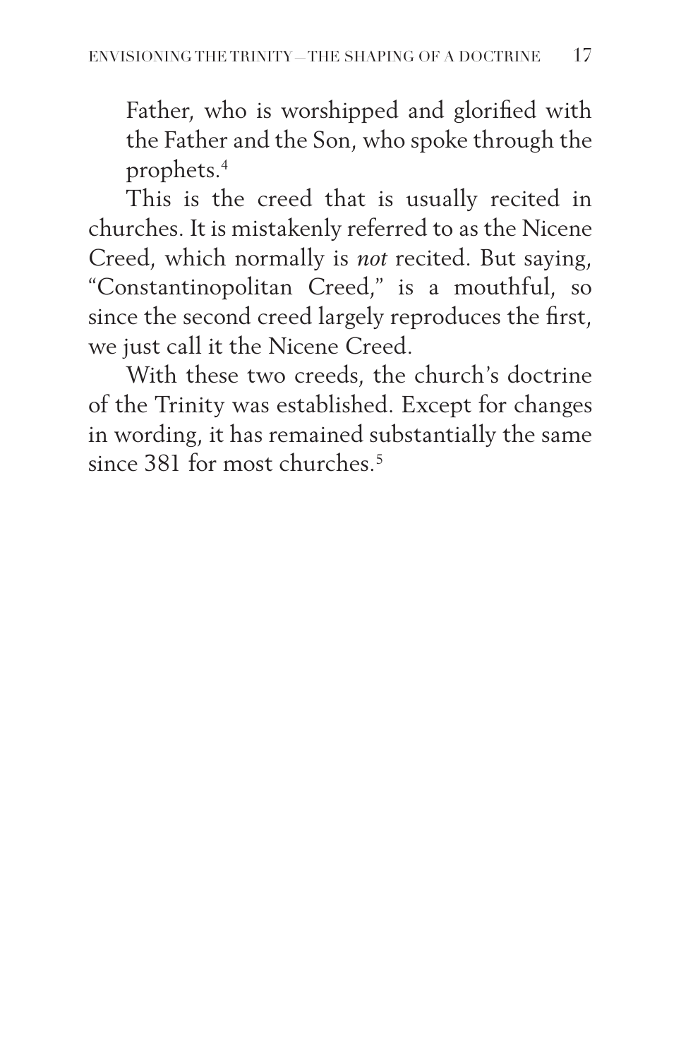Father, who is worshipped and glorified with the Father and the Son, who spoke through the prophets.[4]

This is the creed that is usually recited in churches. It is mistakenly referred to as the Nicene Creed, which normally is *not* recited. But saying, "Constantinopolitan Creed," is a mouthful, so since the second creed largely reproduces the first, we just call it the Nicene Creed.

With these two creeds, the church's doctrine of the Trinity was established. Except for changes in wording, it has remained substantially the same since 381 for most churches.[5]